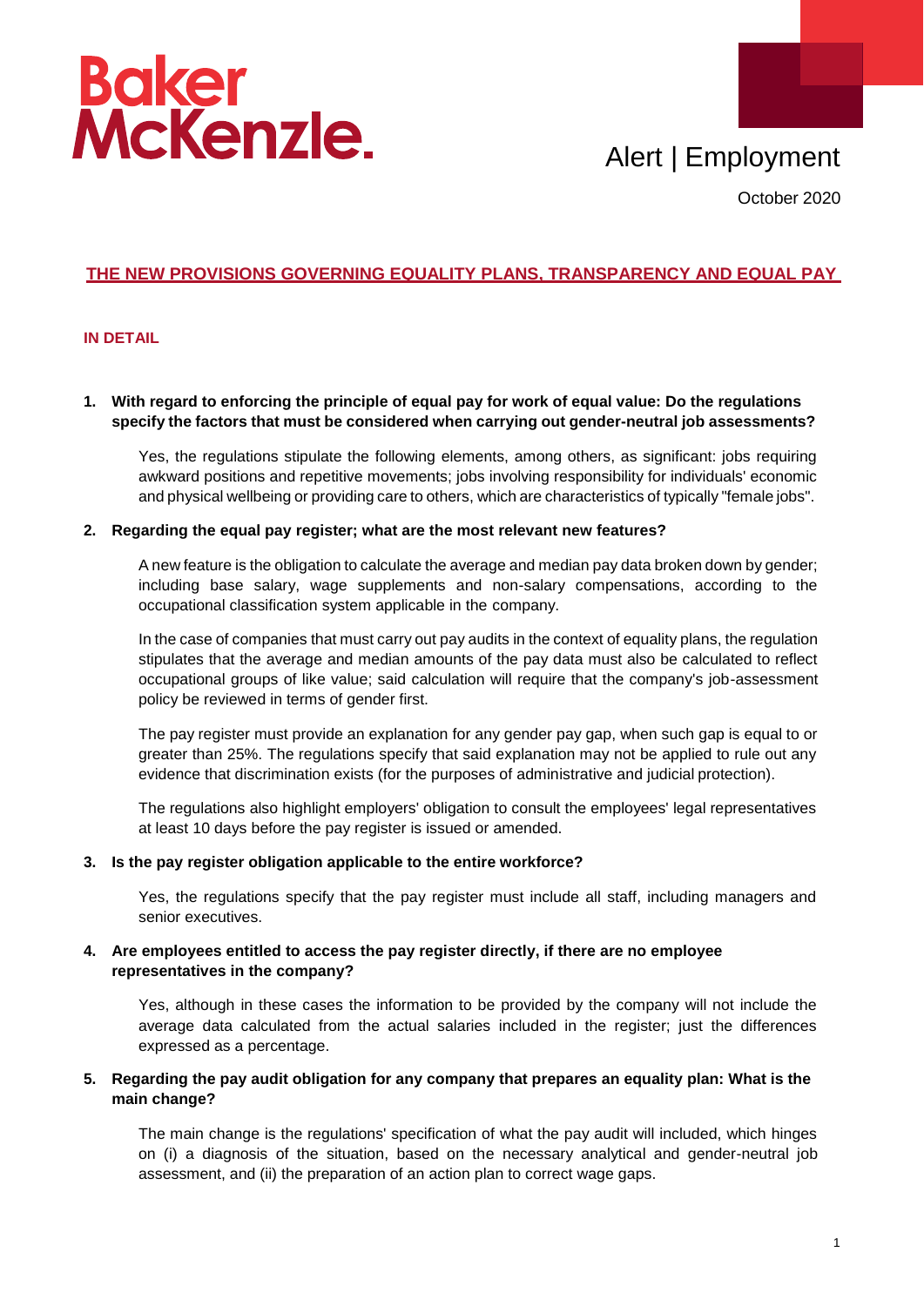Baker McKenzie.

Alert | Employment

October 2020

# THE NEW PROVISIONS GOVERNING EQUALITY PLANS, TRANSPARENCY AND EQUAL PAY

## IN DETAIL

**1. With regard to enforcing the principle of equal pay for work of equal value: Do the regulations specify the factors that must be considered when carrying out gender-neutral job assessments?**

Yes, the regulations stipulate the following elements, among others, as significant: jobs requiring awkward positions and repetitive movements; jobs involving responsibility for individuals' economic and physical wellbeing or providing care to others, which are characteristics of typically "female jobs".

**2. Regarding the equal pay register; what are the most relevant new features?**

A new feature is the obligation to calculate the average and median pay data broken down by gender; including base salary, wage supplements and non-salary compensations, according to the occupational classification system applicable in the company.

In the case of companies that must carry out pay audits in the context of equality plans, the regulation stipulates that the average and median amounts of the pay data must also be calculated to reflect occupational groups of like value; said calculation will require that the company's job-assessment policy be reviewed in terms of gender first.

The pay register must provide an explanation for any gender pay gap, when such gap is equal to or greater than 25%. The regulations specify that said explanation may not be applied to rule out any evidence that discrimination exists (for the purposes of administrative and judicial protection).

The regulations also highlight employers' obligation to consult the employees' legal representatives at least 10 days before the pay register is issued or amended.

**3. Is the pay register obligation applicable to the entire workforce?**

Yes, the regulations specify that the pay register must include all staff, including managers and senior executives.

**4. Are employees entitled to access the pay register directly, if there are no employee representatives in the company?**

Yes, although in these cases the information to be provided by the company will not include the average data calculated from the actual salaries included in the register; just the differences expressed as a percentage.

**5. Regarding the pay audit obligation for any company that prepares an equality plan: What is the main change?**

The main change is the regulations' specification of what the pay audit will included, which hinges on (i) a diagnosis of the situation, based on the necessary analytical and gender-neutral job assessment, and (ii) the preparation of an action plan to correct wage gaps.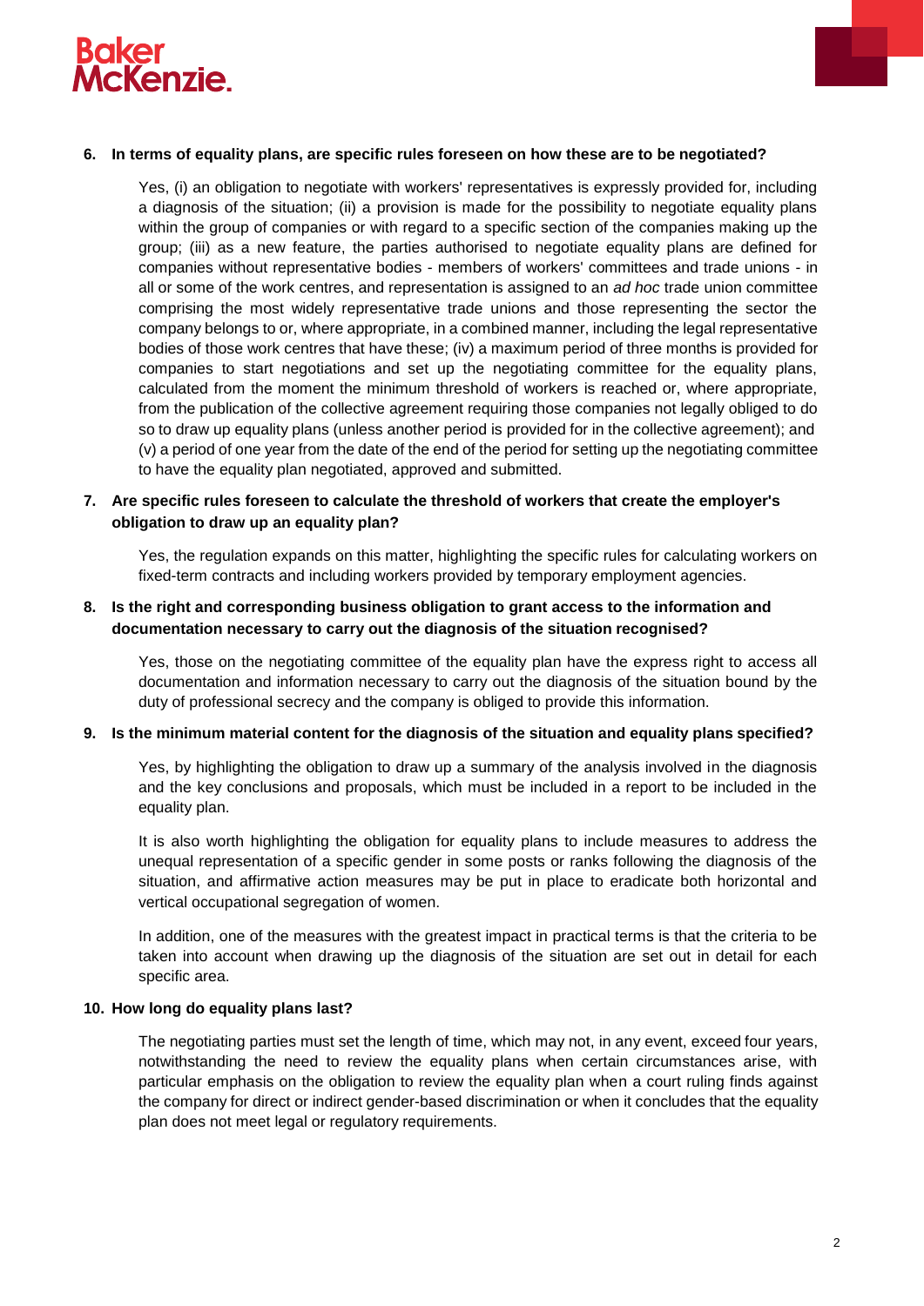**6. In terms of equality plans, are specific rules foreseen on how these are to be negotiated?**

Yes, (i) an obligation to negotiate with workers' representatives is expressly provided for, including a diagnosis of the situation; (ii) a provision is made for the possibility to negotiate equality plans within the group of companies or with regard to a specific section of the companies making up the group; (iii) as a new feature, the parties authorised to negotiate equality plans are defined for companies without representative bodies - members of workers' committees and trade unions - in all or some of the work centres, and representation is assigned to an *ad hoc* trade union committee comprising the most widely representative trade unions and those representing the sector the company belongs to or, where appropriate, in a combined manner, including the legal representative bodies of those work centres that have these; (iv) a maximum period of three months is provided for companies to start negotiations and set up the negotiating committee for the equality plans, calculated from the moment the minimum threshold of workers is reached or, where appropriate, from the publication of the collective agreement requiring those companies not legally obliged to do so to draw up equality plans (unless another period is provided for in the collective agreement); and (v) a period of one year from the date of the end of the period for setting up the negotiating committee to have the equality plan negotiated, approved and submitted.

**7. Are specific rules foreseen to calculate the threshold of workers that create the employer's obligation to draw up an equality plan?**

Yes, the regulation expands on this matter, highlighting the specific rules for calculating workers on fixed-term contracts and including workers provided by temporary employment agencies.

**8. Is the right and corresponding business obligation to grant access to the information and documentation necessary to carry out the diagnosis of the situation recognised?**

Yes, those on the negotiating committee of the equality plan have the express right to access all documentation and information necessary to carry out the diagnosis of the situation bound by the duty of professional secrecy and the company is obliged to provide this information.

**9. Is the minimum material content for the diagnosis of the situation and equality plans specified?**

Yes, by highlighting the obligation to draw up a summary of the analysis involved in the diagnosis and the key conclusions and proposals, which must be included in a report to be included in the equality plan.

It is also worth highlighting the obligation for equality plans to include measures to address the unequal representation of a specific gender in some posts or ranks following the diagnosis of the situation, and affirmative action measures may be put in place to eradicate both horizontal and vertical occupational segregation of women.

In addition, one of the measures with the greatest impact in practical terms is that the criteria to be taken into account when drawing up the diagnosis of the situation are set out in detail for each specific area.

**10. How long do equality plans last?**

The negotiating parties must set the length of time, which may not, in any event, exceed four years, notwithstanding the need to review the equality plans when certain circumstances arise, with particular emphasis on the obligation to review the equality plan when a court ruling finds against the company for direct or indirect gender-based discrimination or when it concludes that the equality plan does not meet legal or regulatory requirements.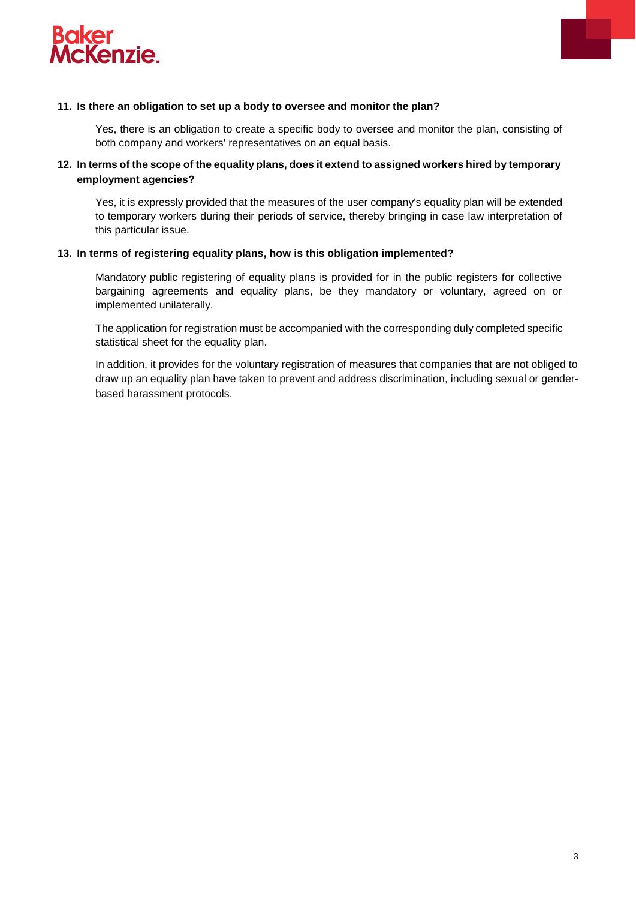**11. Is there an obligation to set up a body to oversee and monitor the plan?**

Yes, there is an obligation to create a specific body to oversee and monitor the plan, consisting of both company and workers' representatives on an equal basis.

**12. In terms of the scope of the equality plans, does it extend to assigned workers hired by temporary employment agencies?**

Yes, it is expressly provided that the measures of the user company's equality plan will be extended to temporary workers during their periods of service, thereby bringing in case law interpretation of this particular issue.

**13. In terms of registering equality plans, how is this obligation implemented?**

Mandatory public registering of equality plans is provided for in the public registers for collective bargaining agreements and equality plans, be they mandatory or voluntary, agreed on or implemented unilaterally.

The application for registration must be accompanied with the corresponding duly completed specific statistical sheet for the equality plan.

In addition, it provides for the voluntary registration of measures that companies that are not obliged to draw up an equality plan have taken to prevent and address discrimination, including sexual or gender-based harassment protocols.